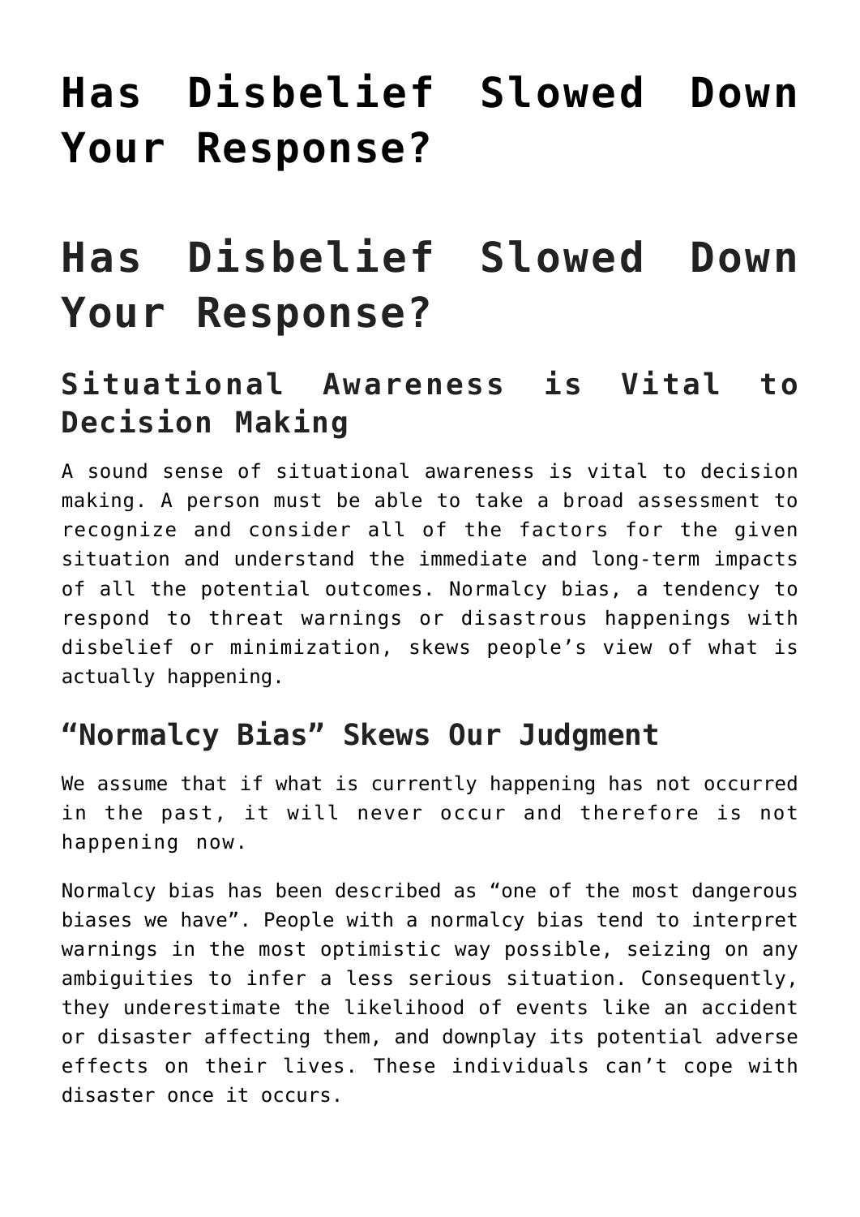# Has Disbelief Slowed Down Your Response?

# Has Disbelief Slowed Down Your Response?

## Situational Awareness is Vital to Decision Making

A sound sense of situational awareness is vital to decision making. A person must be able to take a broad assessment to recognize and consider all of the factors for the given situation and understand the immediate and long-term impacts of all the potential outcomes. Normalcy bias, a tendency to respond to threat warnings or disastrous happenings with disbelief or minimization, skews people's view of what is actually happening.

## "Normalcy Bias" Skews Our Judgment

We assume that if what is currently happening has not occurred in the past, it will never occur and therefore is not happening now.

Normalcy bias has been described as "one of the most dangerous biases we have". People with a normalcy bias tend to interpret warnings in the most optimistic way possible, seizing on any ambiguities to infer a less serious situation. Consequently, they underestimate the likelihood of events like an accident or disaster affecting them, and downplay its potential adverse effects on their lives. These individuals can't cope with disaster once it occurs.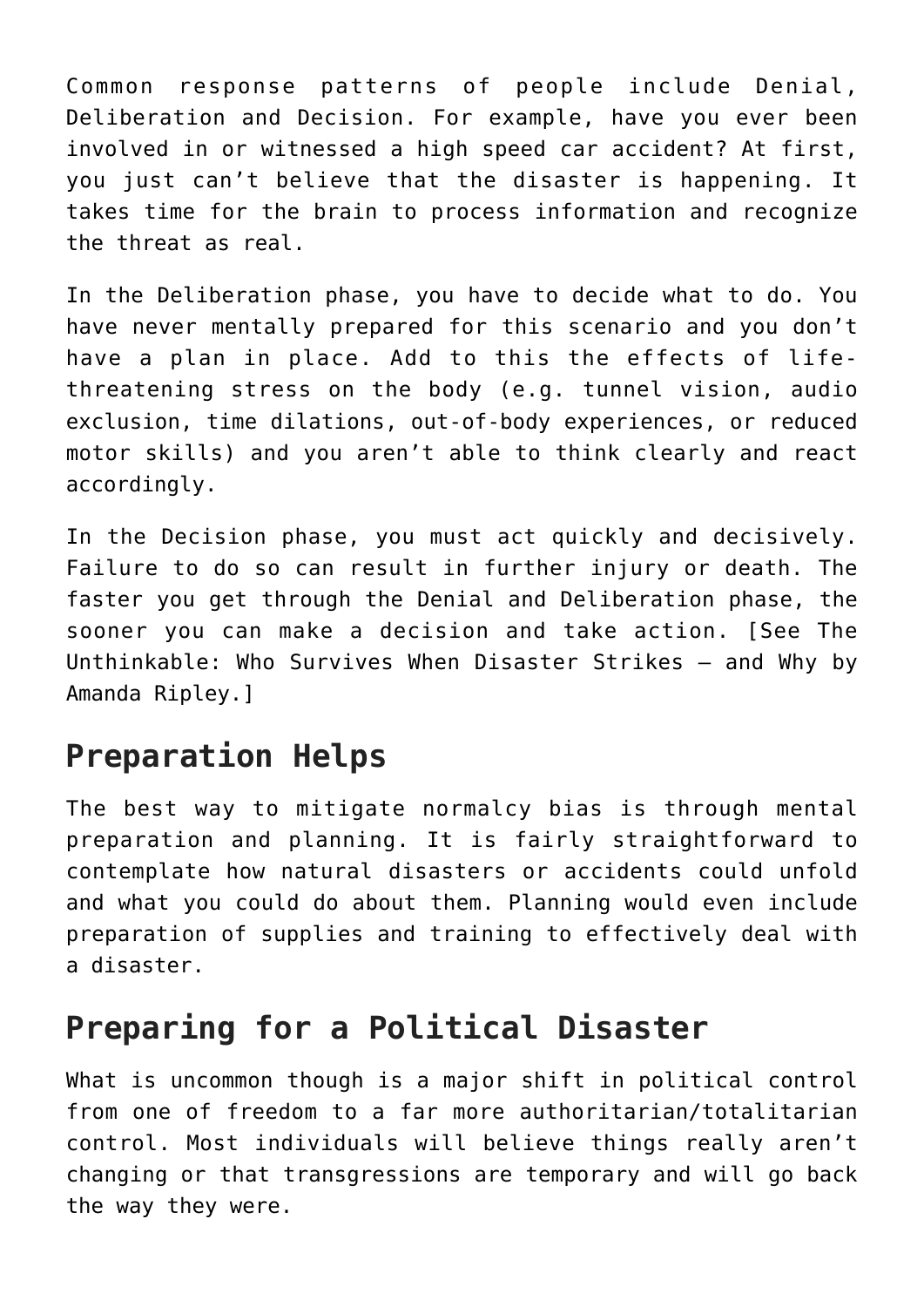Common response patterns of people include Denial, Deliberation and Decision. For example, have you ever been involved in or witnessed a high speed car accident? At first, you just can't believe that the disaster is happening. It takes time for the brain to process information and recognize the threat as real.

In the Deliberation phase, you have to decide what to do. You have never mentally prepared for this scenario and you don't have a plan in place. Add to this the effects of life-threatening stress on the body (e.g. tunnel vision, audio exclusion, time dilations, out-of-body experiences, or reduced motor skills) and you aren't able to think clearly and react accordingly.

In the Decision phase, you must act quickly and decisively. Failure to do so can result in further injury or death. The faster you get through the Denial and Deliberation phase, the sooner you can make a decision and take action. [See The Unthinkable: Who Survives When Disaster Strikes – and Why by Amanda Ripley.]

## Preparation Helps

The best way to mitigate normalcy bias is through mental preparation and planning. It is fairly straightforward to contemplate how natural disasters or accidents could unfold and what you could do about them. Planning would even include preparation of supplies and training to effectively deal with a disaster.

## Preparing for a Political Disaster

What is uncommon though is a major shift in political control from one of freedom to a far more authoritarian/totalitarian control. Most individuals will believe things really aren't changing or that transgressions are temporary and will go back the way they were.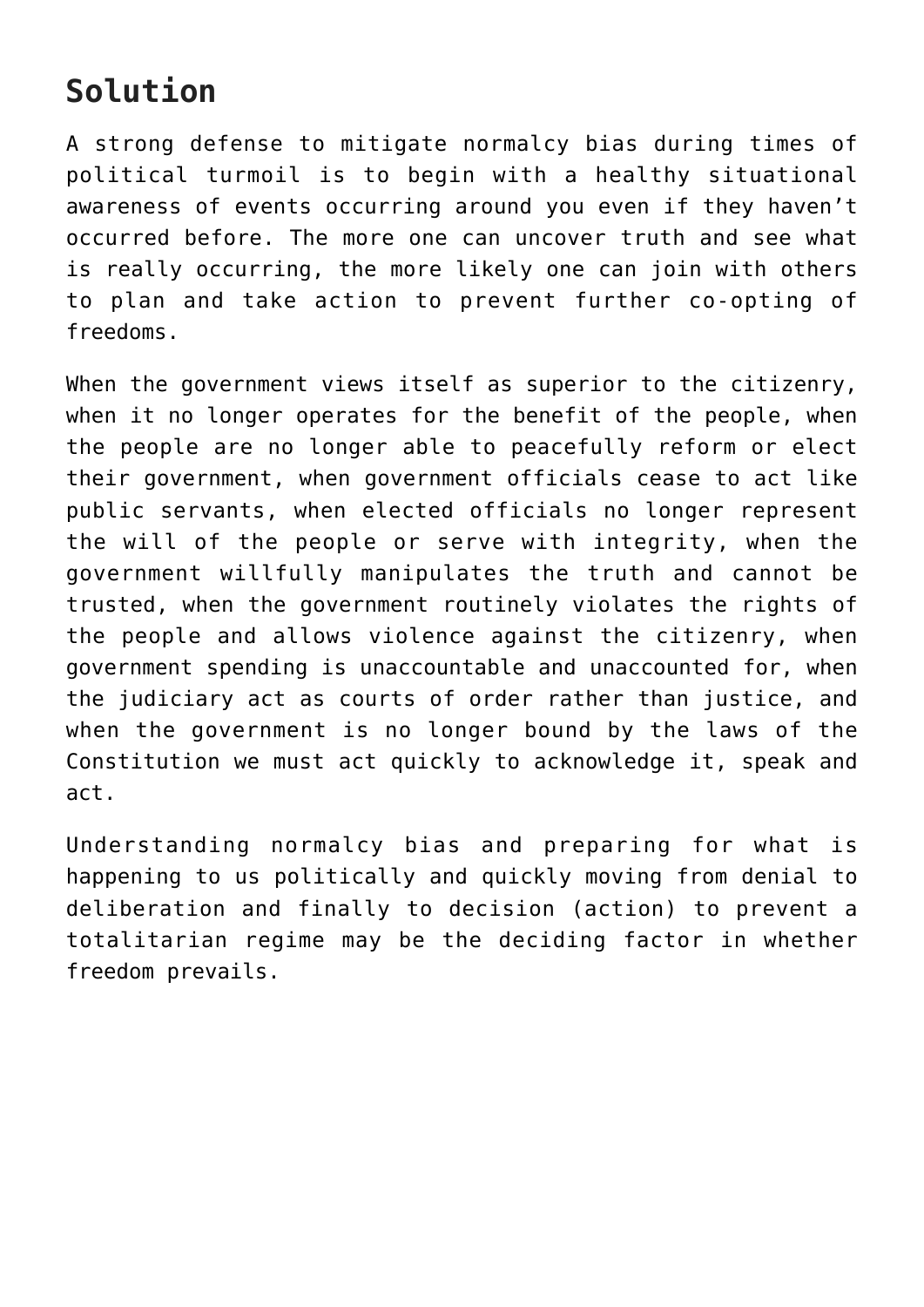## Solution

A strong defense to mitigate normalcy bias during times of political turmoil is to begin with a healthy situational awareness of events occurring around you even if they haven't occurred before. The more one can uncover truth and see what is really occurring, the more likely one can join with others to plan and take action to prevent further co-opting of freedoms.

When the government views itself as superior to the citizenry, when it no longer operates for the benefit of the people, when the people are no longer able to peacefully reform or elect their government, when government officials cease to act like public servants, when elected officials no longer represent the will of the people or serve with integrity, when the government willfully manipulates the truth and cannot be trusted, when the government routinely violates the rights of the people and allows violence against the citizenry, when government spending is unaccountable and unaccounted for, when the judiciary act as courts of order rather than justice, and when the government is no longer bound by the laws of the Constitution we must act quickly to acknowledge it, speak and act.

Understanding normalcy bias and preparing for what is happening to us politically and quickly moving from denial to deliberation and finally to decision (action) to prevent a totalitarian regime may be the deciding factor in whether freedom prevails.